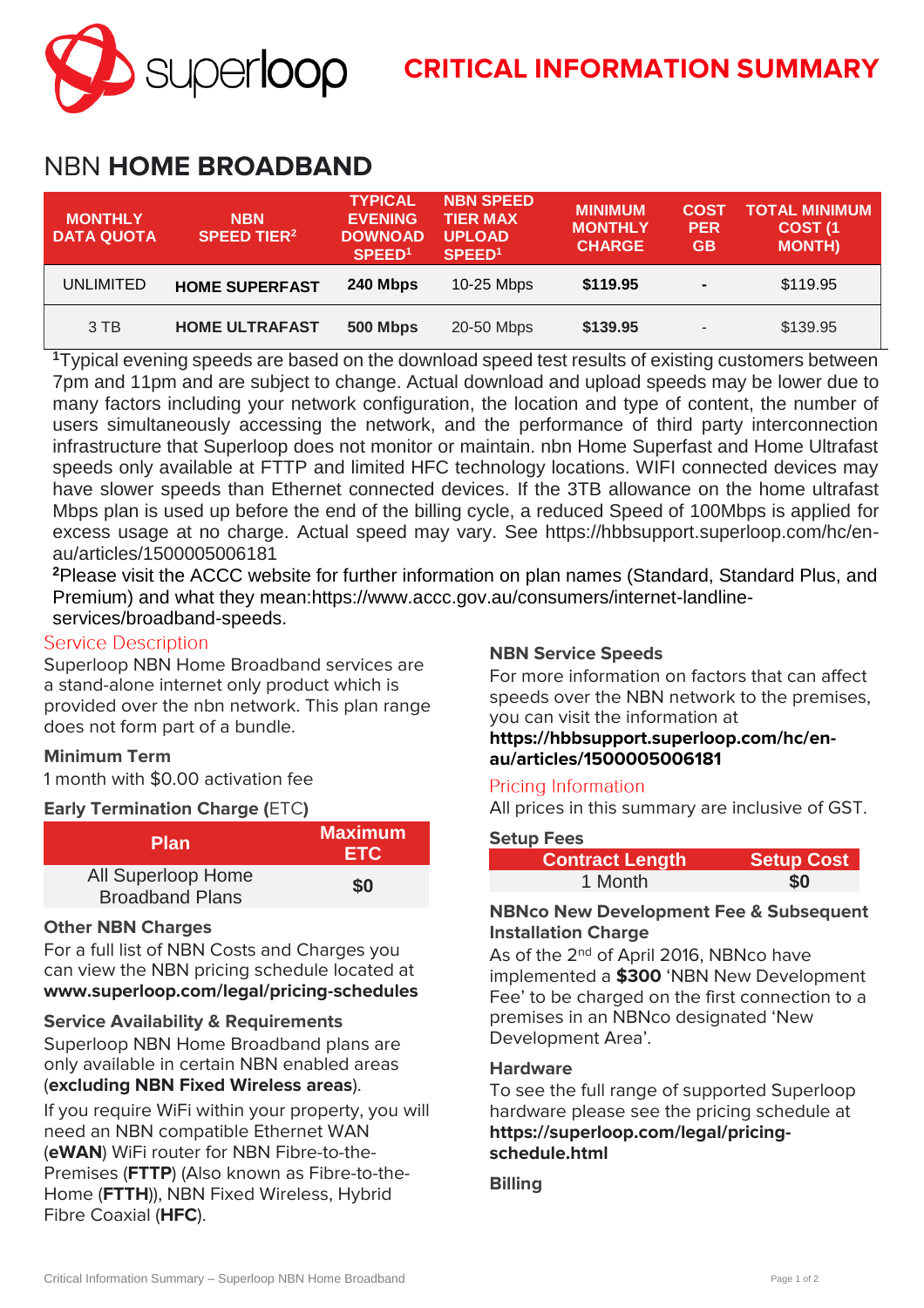# CRITICAL INFORMATION SUMMARY

## NBN **HOME BROADBAND**

| MONTHLY DATA QUOTA | NBN SPEED TIER[2] | TYPICAL EVENING DOWNOAD SPEED[1] | NBN SPEED TIER MAX UPLOAD SPEED[1] | MINIMUM MONTHLY CHARGE | COST PER GB | TOTAL MINIMUM COST (1 MONTH) |
|---|---|---|---|---|---|---|
| UNLIMITED | **HOME SUPERFAST** | **240 Mbps** | 10-25 Mbps | **$119.95** | - | $119.95 |
| 3 TB | **HOME ULTRAFAST** | **500 Mbps** | 20-50 Mbps | **$139.95** | - | $139.95 |

[1]Typical evening speeds are based on the download speed test results of existing customers between 7pm and 11pm and are subject to change. Actual download and upload speeds may be lower due to many factors including your network configuration, the location and type of content, the number of users simultaneously accessing the network, and the performance of third party interconnection infrastructure that Superloop does not monitor or maintain. nbn Home Superfast and Home Ultrafast speeds only available at FTTP and limited HFC technology locations. WIFI connected devices may have slower speeds than Ethernet connected devices. If the 3TB allowance on the home ultrafast Mbps plan is used up before the end of the billing cycle, a reduced Speed of 100Mbps is applied for excess usage at no charge. Actual speed may vary. See https://hbbsupport.superloop.com/hc/en-au/articles/1500005006181

[2]Please visit the ACCC website for further information on plan names (Standard, Standard Plus, and Premium) and what they mean:https://www.accc.gov.au/consumers/internet-landline-services/broadband-speeds.

### Service Description

Superloop NBN Home Broadband services are a stand-alone internet only product which is provided over the nbn network. This plan range does not form part of a bundle.

**Minimum Term**

1 month with $0.00 activation fee

**Early Termination Charge (**ETC**)**

| Plan | Maximum ETC |
|---|---|
| All Superloop Home Broadband Plans | **$0** |

**Other NBN Charges**

For a full list of NBN Costs and Charges you can view the NBN pricing schedule located at **www.superloop.com/legal/pricing-schedules**

**Service Availability & Requirements**

Superloop NBN Home Broadband plans are only available in certain NBN enabled areas (**excluding NBN Fixed Wireless areas**).

If you require WiFi within your property, you will need an NBN compatible Ethernet WAN (**eWAN**) WiFi router for NBN Fibre-to-the-Premises (**FTTP**) (Also known as Fibre-to-the-Home (**FTTH**)), NBN Fixed Wireless, Hybrid Fibre Coaxial (**HFC**).

**NBN Service Speeds**

For more information on factors that can affect speeds over the NBN network to the premises, you can visit the information at **https://hbbsupport.superloop.com/hc/en-au/articles/1500005006181**

### Pricing Information

All prices in this summary are inclusive of GST.

**Setup Fees**

| Contract Length | Setup Cost |
|---|---|
| 1 Month | **$0** |

**NBNco New Development Fee & Subsequent Installation Charge**

As of the 2nd of April 2016, NBNco have implemented a **$300** 'NBN New Development Fee' to be charged on the first connection to a premises in an NBNco designated 'New Development Area'.

**Hardware**

To see the full range of supported Superloop hardware please see the pricing schedule at **https://superloop.com/legal/pricing-schedule.html**

**Billing**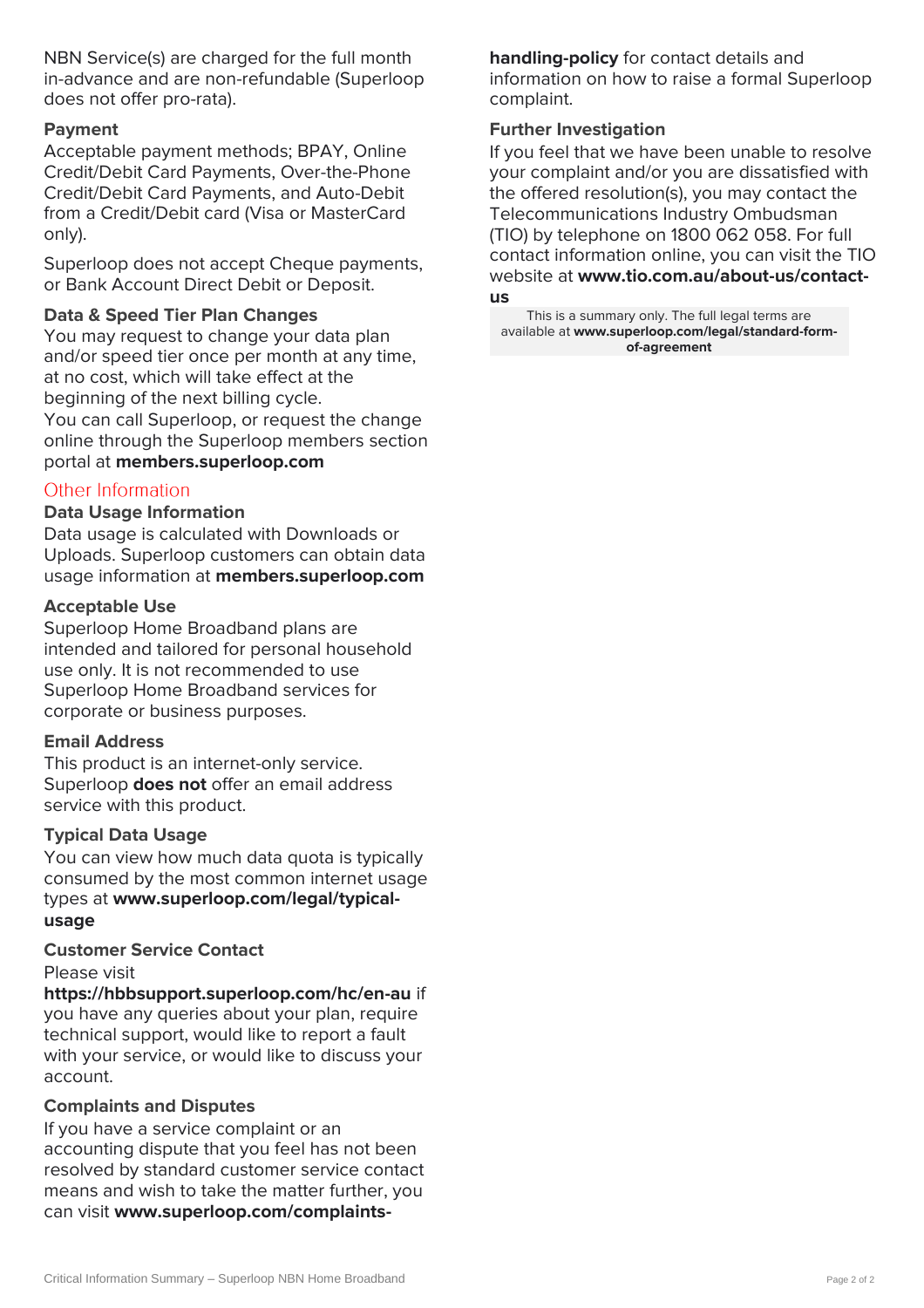NBN Service(s) are charged for the full month in-advance and are non-refundable (Superloop does not offer pro-rata).

### Payment

Acceptable payment methods; BPAY, Online Credit/Debit Card Payments, Over-the-Phone Credit/Debit Card Payments, and Auto-Debit from a Credit/Debit card (Visa or MasterCard only).

Superloop does not accept Cheque payments, or Bank Account Direct Debit or Deposit.

### Data & Speed Tier Plan Changes

You may request to change your data plan and/or speed tier once per month at any time, at no cost, which will take effect at the beginning of the next billing cycle.
You can call Superloop, or request the change online through the Superloop members section portal at **members.superloop.com**

## Other Information

### Data Usage Information

Data usage is calculated with Downloads or Uploads. Superloop customers can obtain data usage information at **members.superloop.com**

### Acceptable Use

Superloop Home Broadband plans are intended and tailored for personal household use only. It is not recommended to use Superloop Home Broadband services for corporate or business purposes.

### Email Address

This product is an internet-only service. Superloop **does not** offer an email address service with this product.

### Typical Data Usage

You can view how much data quota is typically consumed by the most common internet usage types at **www.superloop.com/legal/typical-usage**

### Customer Service Contact

Please visit **https://hbbsupport.superloop.com/hc/en-au** if you have any queries about your plan, require technical support, would like to report a fault with your service, or would like to discuss your account.

### Complaints and Disputes

If you have a service complaint or an accounting dispute that you feel has not been resolved by standard customer service contact means and wish to take the matter further, you can visit **www.superloop.com/complaints-handling-policy** for contact details and information on how to raise a formal Superloop complaint.

### Further Investigation

If you feel that we have been unable to resolve your complaint and/or you are dissatisfied with the offered resolution(s), you may contact the Telecommunications Industry Ombudsman (TIO) by telephone on 1800 062 058. For full contact information online, you can visit the TIO website at **www.tio.com.au/about-us/contact-us**

This is a summary only. The full legal terms are available at **www.superloop.com/legal/standard-form-of-agreement**